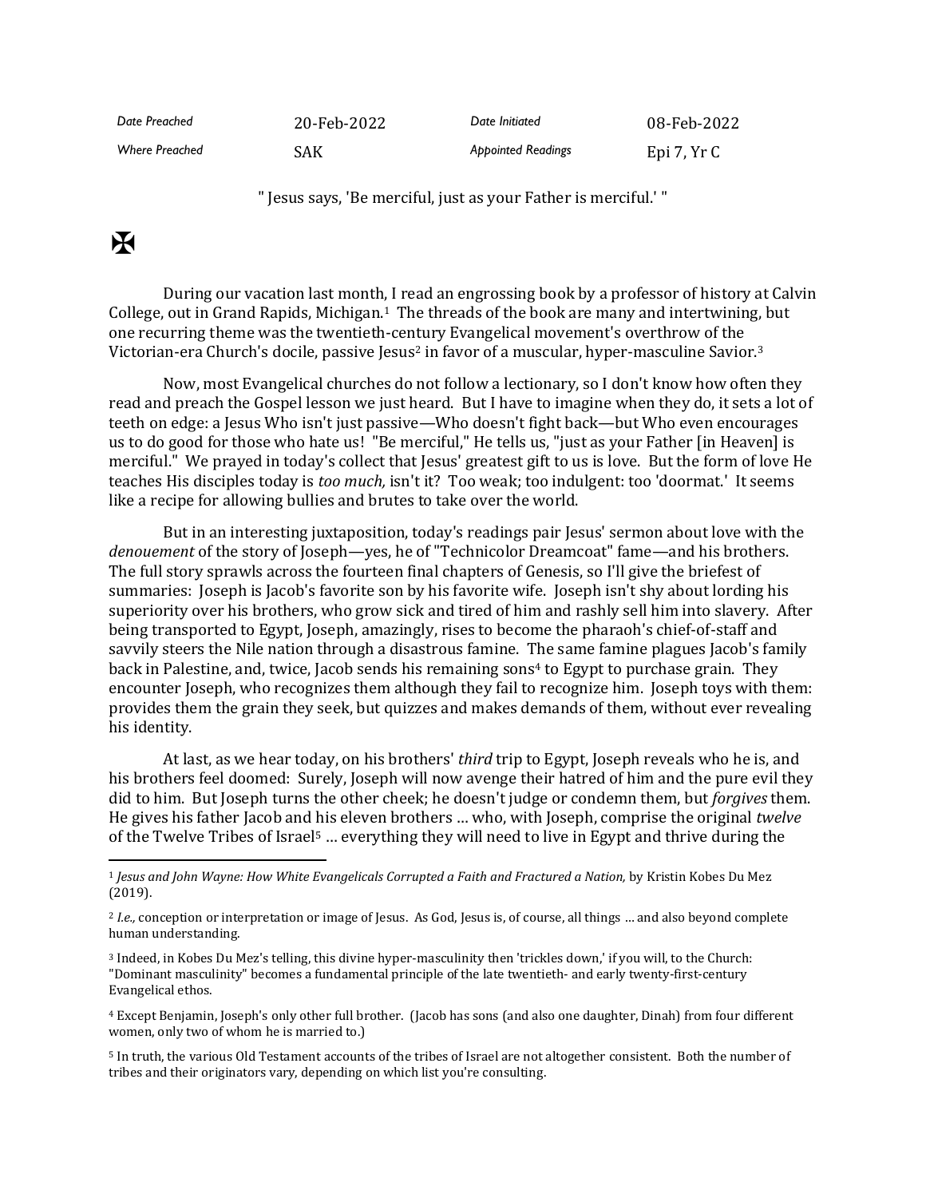| Date Preached | 20-Feb-2022 | Date Initiated | 08-Feb-2022 |
|---|---|---|---|
| Where Preached | SAK | Appointed Readings | Epi 7, Yr C |

" Jesus says, 'Be merciful, just as your Father is merciful.' "

✠

During our vacation last month, I read an engrossing book by a professor of history at Calvin College, out in Grand Rapids, Michigan.[1] The threads of the book are many and intertwining, but one recurring theme was the twentieth-century Evangelical movement's overthrow of the Victorian-era Church's docile, passive Jesus[2] in favor of a muscular, hyper-masculine Savior.[3]

Now, most Evangelical churches do not follow a lectionary, so I don't know how often they read and preach the Gospel lesson we just heard. But I have to imagine when they do, it sets a lot of teeth on edge: a Jesus Who isn't just passive—Who doesn't fight back—but Who even encourages us to do good for those who hate us! "Be merciful," He tells us, "just as your Father [in Heaven] is merciful." We prayed in today's collect that Jesus' greatest gift to us is love. But the form of love He teaches His disciples today is *too much,* isn't it? Too weak; too indulgent: too 'doormat.' It seems like a recipe for allowing bullies and brutes to take over the world.

But in an interesting juxtaposition, today's readings pair Jesus' sermon about love with the *denouement* of the story of Joseph—yes, he of "Technicolor Dreamcoat" fame—and his brothers. The full story sprawls across the fourteen final chapters of Genesis, so I'll give the briefest of summaries: Joseph is Jacob's favorite son by his favorite wife. Joseph isn't shy about lording his superiority over his brothers, who grow sick and tired of him and rashly sell him into slavery. After being transported to Egypt, Joseph, amazingly, rises to become the pharaoh's chief-of-staff and savvily steers the Nile nation through a disastrous famine. The same famine plagues Jacob's family back in Palestine, and, twice, Jacob sends his remaining sons[4] to Egypt to purchase grain. They encounter Joseph, who recognizes them although they fail to recognize him. Joseph toys with them: provides them the grain they seek, but quizzes and makes demands of them, without ever revealing his identity.

At last, as we hear today, on his brothers' *third* trip to Egypt, Joseph reveals who he is, and his brothers feel doomed: Surely, Joseph will now avenge their hatred of him and the pure evil they did to him. But Joseph turns the other cheek; he doesn't judge or condemn them, but *forgives* them. He gives his father Jacob and his eleven brothers … who, with Joseph, comprise the original *twelve* of the Twelve Tribes of Israel[5] … everything they will need to live in Egypt and thrive during the

---

[1] *Jesus and John Wayne: How White Evangelicals Corrupted a Faith and Fractured a Nation,* by Kristin Kobes Du Mez (2019).

[2] *I.e.,* conception or interpretation or image of Jesus. As God, Jesus is, of course, all things … and also beyond complete human understanding.

[3] Indeed, in Kobes Du Mez's telling, this divine hyper-masculinity then 'trickles down,' if you will, to the Church: "Dominant masculinity" becomes a fundamental principle of the late twentieth- and early twenty-first-century Evangelical ethos.

[4] Except Benjamin, Joseph's only other full brother. (Jacob has sons (and also one daughter, Dinah) from four different women, only two of whom he is married to.)

[5] In truth, the various Old Testament accounts of the tribes of Israel are not altogether consistent. Both the number of tribes and their originators vary, depending on which list you're consulting.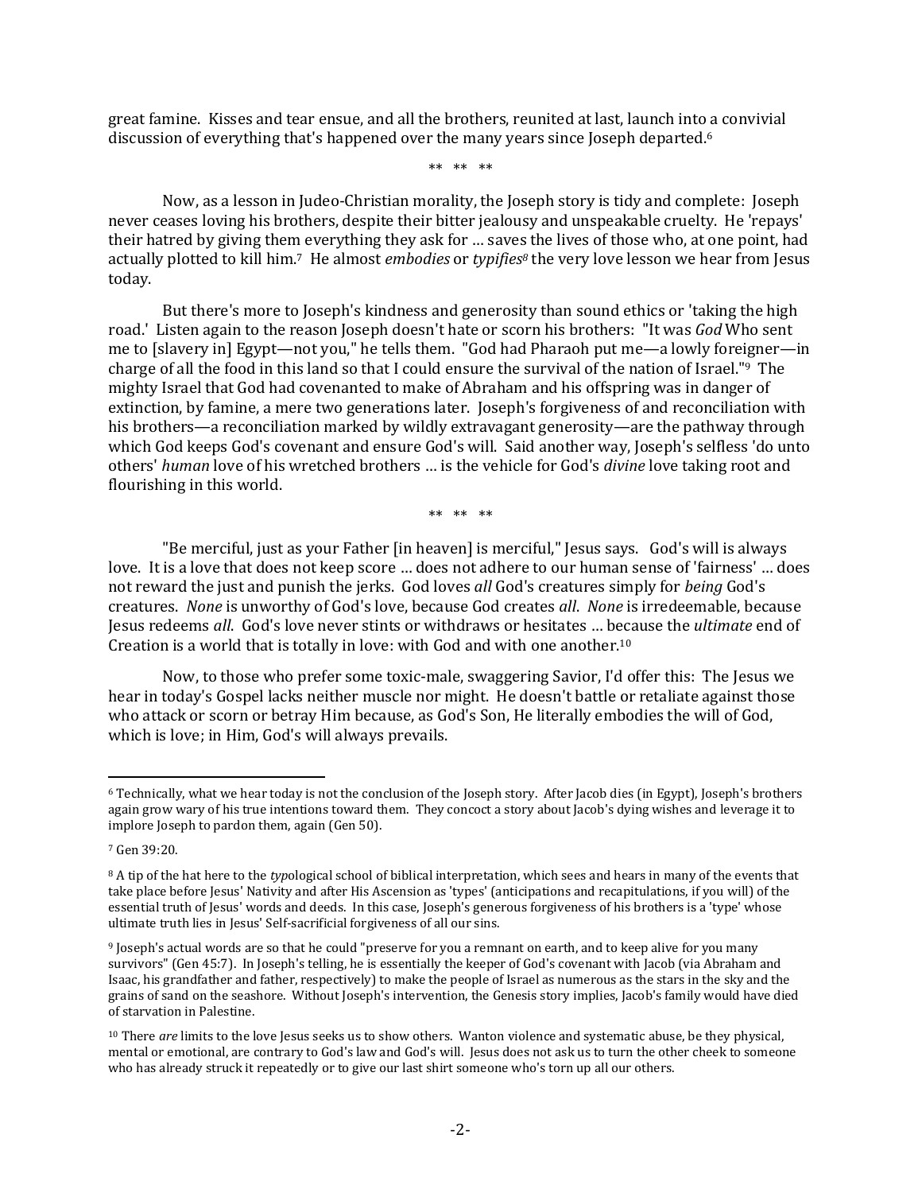great famine. Kisses and tear ensue, and all the brothers, reunited at last, launch into a convivial discussion of everything that's happened over the many years since Joseph departed.[6]

** ** **

Now, as a lesson in Judeo-Christian morality, the Joseph story is tidy and complete: Joseph never ceases loving his brothers, despite their bitter jealousy and unspeakable cruelty. He 'repays' their hatred by giving them everything they ask for … saves the lives of those who, at one point, had actually plotted to kill him.[7] He almost *embodies* or *typifies*[8] the very love lesson we hear from Jesus today.

But there's more to Joseph's kindness and generosity than sound ethics or 'taking the high road.' Listen again to the reason Joseph doesn't hate or scorn his brothers: "It was *God* Who sent me to [slavery in] Egypt—not you," he tells them. "God had Pharaoh put me—a lowly foreigner—in charge of all the food in this land so that I could ensure the survival of the nation of Israel."[9] The mighty Israel that God had covenanted to make of Abraham and his offspring was in danger of extinction, by famine, a mere two generations later. Joseph's forgiveness of and reconciliation with his brothers—a reconciliation marked by wildly extravagant generosity—are the pathway through which God keeps God's covenant and ensure God's will. Said another way, Joseph's selfless 'do unto others' *human* love of his wretched brothers … is the vehicle for God's *divine* love taking root and flourishing in this world.

** ** **

"Be merciful, just as your Father [in heaven] is merciful," Jesus says. God's will is always love. It is a love that does not keep score … does not adhere to our human sense of 'fairness' … does not reward the just and punish the jerks. God loves *all* God's creatures simply for *being* God's creatures. *None* is unworthy of God's love, because God creates *all*. *None* is irredeemable, because Jesus redeems *all*. God's love never stints or withdraws or hesitates … because the *ultimate* end of Creation is a world that is totally in love: with God and with one another.[10]

Now, to those who prefer some toxic-male, swaggering Savior, I'd offer this: The Jesus we hear in today's Gospel lacks neither muscle nor might. He doesn't battle or retaliate against those who attack or scorn or betray Him because, as God's Son, He literally embodies the will of God, which is love; in Him, God's will always prevails.

---

[6] Technically, what we hear today is not the conclusion of the Joseph story. After Jacob dies (in Egypt), Joseph's brothers again grow wary of his true intentions toward them. They concoct a story about Jacob's dying wishes and leverage it to implore Joseph to pardon them, again (Gen 50).

[7] Gen 39:20.

[8] A tip of the hat here to the *typ*ological school of biblical interpretation, which sees and hears in many of the events that take place before Jesus' Nativity and after His Ascension as 'types' (anticipations and recapitulations, if you will) of the essential truth of Jesus' words and deeds. In this case, Joseph's generous forgiveness of his brothers is a 'type' whose ultimate truth lies in Jesus' Self-sacrificial forgiveness of all our sins.

[9] Joseph's actual words are so that he could "preserve for you a remnant on earth, and to keep alive for you many survivors" (Gen 45:7). In Joseph's telling, he is essentially the keeper of God's covenant with Jacob (via Abraham and Isaac, his grandfather and father, respectively) to make the people of Israel as numerous as the stars in the sky and the grains of sand on the seashore. Without Joseph's intervention, the Genesis story implies, Jacob's family would have died of starvation in Palestine.

[10] There *are* limits to the love Jesus seeks us to show others. Wanton violence and systematic abuse, be they physical, mental or emotional, are contrary to God's law and God's will. Jesus does not ask us to turn the other cheek to someone who has already struck it repeatedly or to give our last shirt someone who's torn up all our others.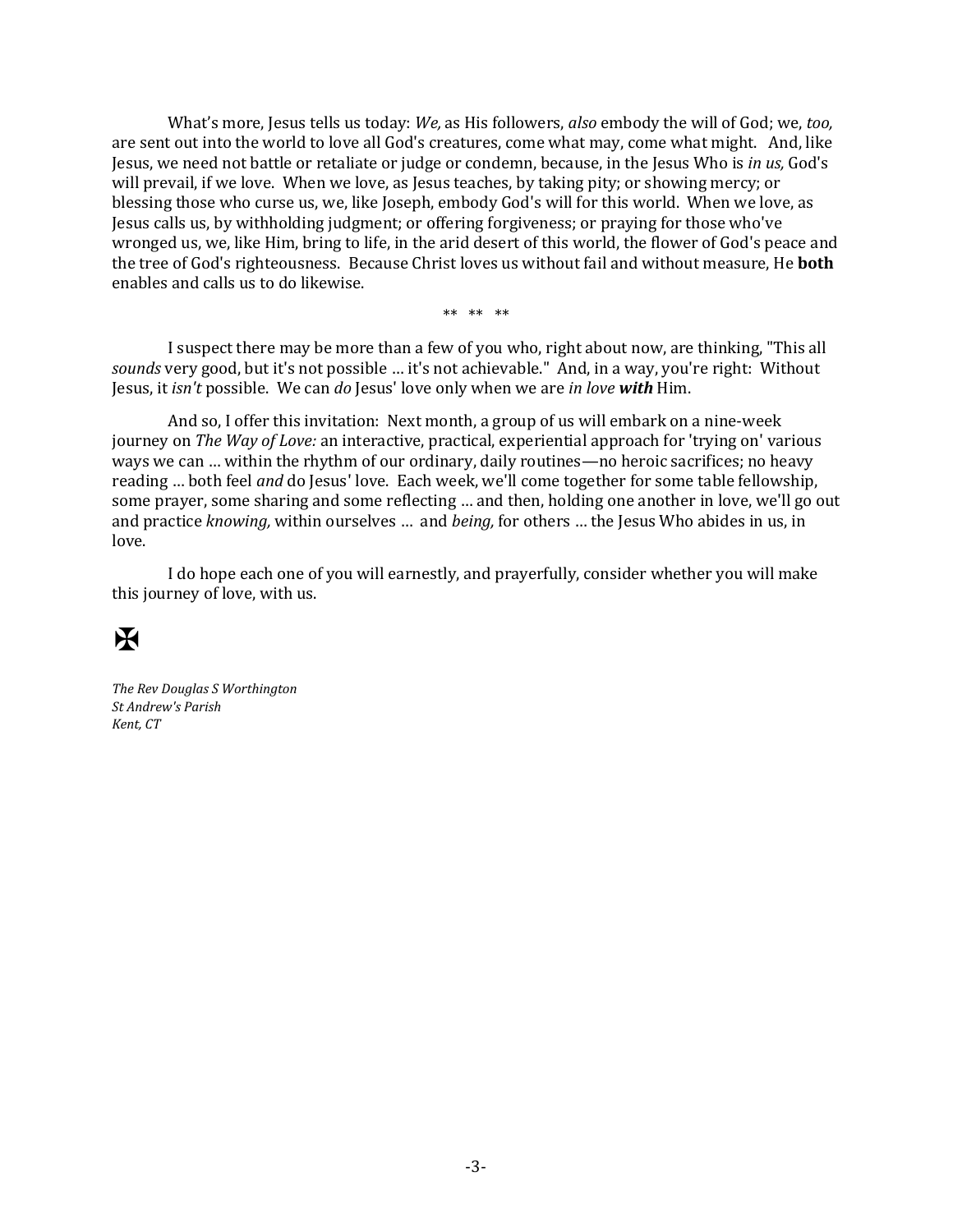What's more, Jesus tells us today: *We,* as His followers, *also* embody the will of God; we, *too,* are sent out into the world to love all God's creatures, come what may, come what might. And, like Jesus, we need not battle or retaliate or judge or condemn, because, in the Jesus Who is *in us,* God's will prevail, if we love. When we love, as Jesus teaches, by taking pity; or showing mercy; or blessing those who curse us, we, like Joseph, embody God's will for this world. When we love, as Jesus calls us, by withholding judgment; or offering forgiveness; or praying for those who've wronged us, we, like Him, bring to life, in the arid desert of this world, the flower of God's peace and the tree of God's righteousness. Because Christ loves us without fail and without measure, He **both** enables and calls us to do likewise.

** ** **

I suspect there may be more than a few of you who, right about now, are thinking, "This all *sounds* very good, but it's not possible … it's not achievable." And, in a way, you're right: Without Jesus, it *isn't* possible. We can *do* Jesus' love only when we are *in love **with*** Him.

And so, I offer this invitation: Next month, a group of us will embark on a nine-week journey on *The Way of Love:* an interactive, practical, experiential approach for 'trying on' various ways we can … within the rhythm of our ordinary, daily routines—no heroic sacrifices; no heavy reading … both feel *and* do Jesus' love. Each week, we'll come together for some table fellowship, some prayer, some sharing and some reflecting … and then, holding one another in love, we'll go out and practice *knowing,* within ourselves … and *being,* for others … the Jesus Who abides in us, in love.

I do hope each one of you will earnestly, and prayerfully, consider whether you will make this journey of love, with us.

✠

*The Rev Douglas S Worthington*
*St Andrew's Parish*
*Kent, CT*